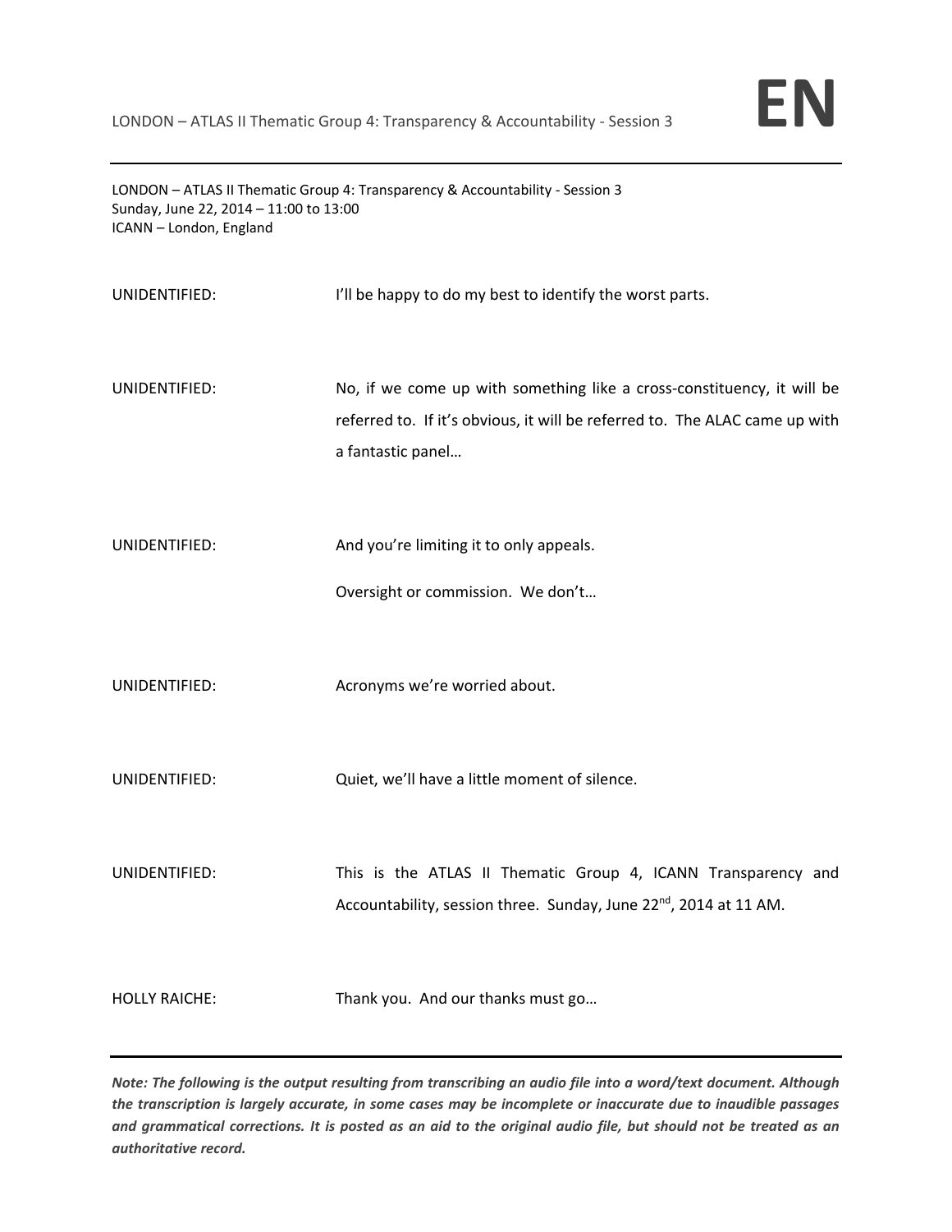LONDON – ATLAS II Thematic Group 4: Transparency & Accountability - Session 3
Sunday, June 22, 2014 – 11:00 to 13:00
ICANN – London, England

UNIDENTIFIED: I'll be happy to do my best to identify the worst parts.

UNIDENTIFIED: No, if we come up with something like a cross-constituency, it will be referred to. If it's obvious, it will be referred to. The ALAC came up with a fantastic panel…

UNIDENTIFIED: And you're limiting it to only appeals.

Oversight or commission. We don't…

UNIDENTIFIED: Acronyms we're worried about.

UNIDENTIFIED: Quiet, we'll have a little moment of silence.

UNIDENTIFIED: This is the ATLAS II Thematic Group 4, ICANN Transparency and Accountability, session three. Sunday, June 22nd, 2014 at 11 AM.

HOLLY RAICHE: Thank you. And our thanks must go…

***Note: The following is the output resulting from transcribing an audio file into a word/text document. Although the transcription is largely accurate, in some cases may be incomplete or inaccurate due to inaudible passages and grammatical corrections. It is posted as an aid to the original audio file, but should not be treated as an authoritative record.***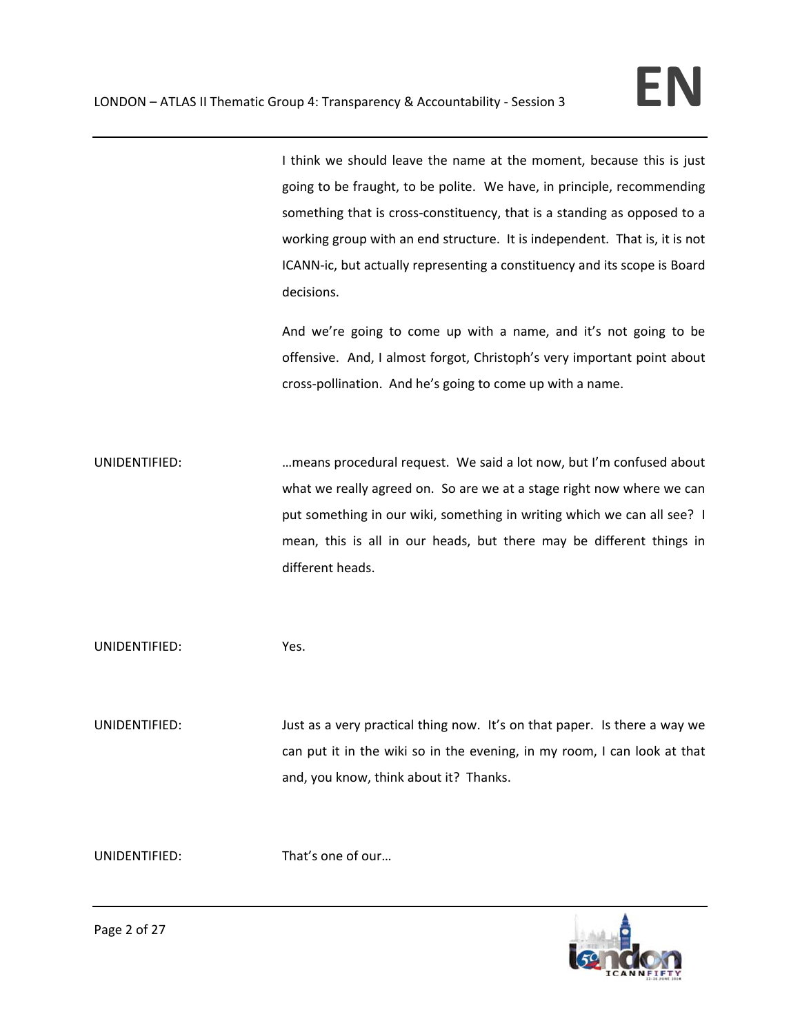I think we should leave the name at the moment, because this is just going to be fraught, to be polite. We have, in principle, recommending something that is cross-constituency, that is a standing as opposed to a working group with an end structure. It is independent. That is, it is not ICANN-ic, but actually representing a constituency and its scope is Board decisions.

And we're going to come up with a name, and it's not going to be offensive. And, I almost forgot, Christoph's very important point about cross-pollination. And he's going to come up with a name.

UNIDENTIFIED: …means procedural request. We said a lot now, but I'm confused about what we really agreed on. So are we at a stage right now where we can put something in our wiki, something in writing which we can all see? I mean, this is all in our heads, but there may be different things in different heads.

UNIDENTIFIED: Yes.

UNIDENTIFIED: Just as a very practical thing now. It's on that paper. Is there a way we can put it in the wiki so in the evening, in my room, I can look at that and, you know, think about it? Thanks.

UNIDENTIFIED: That's one of our…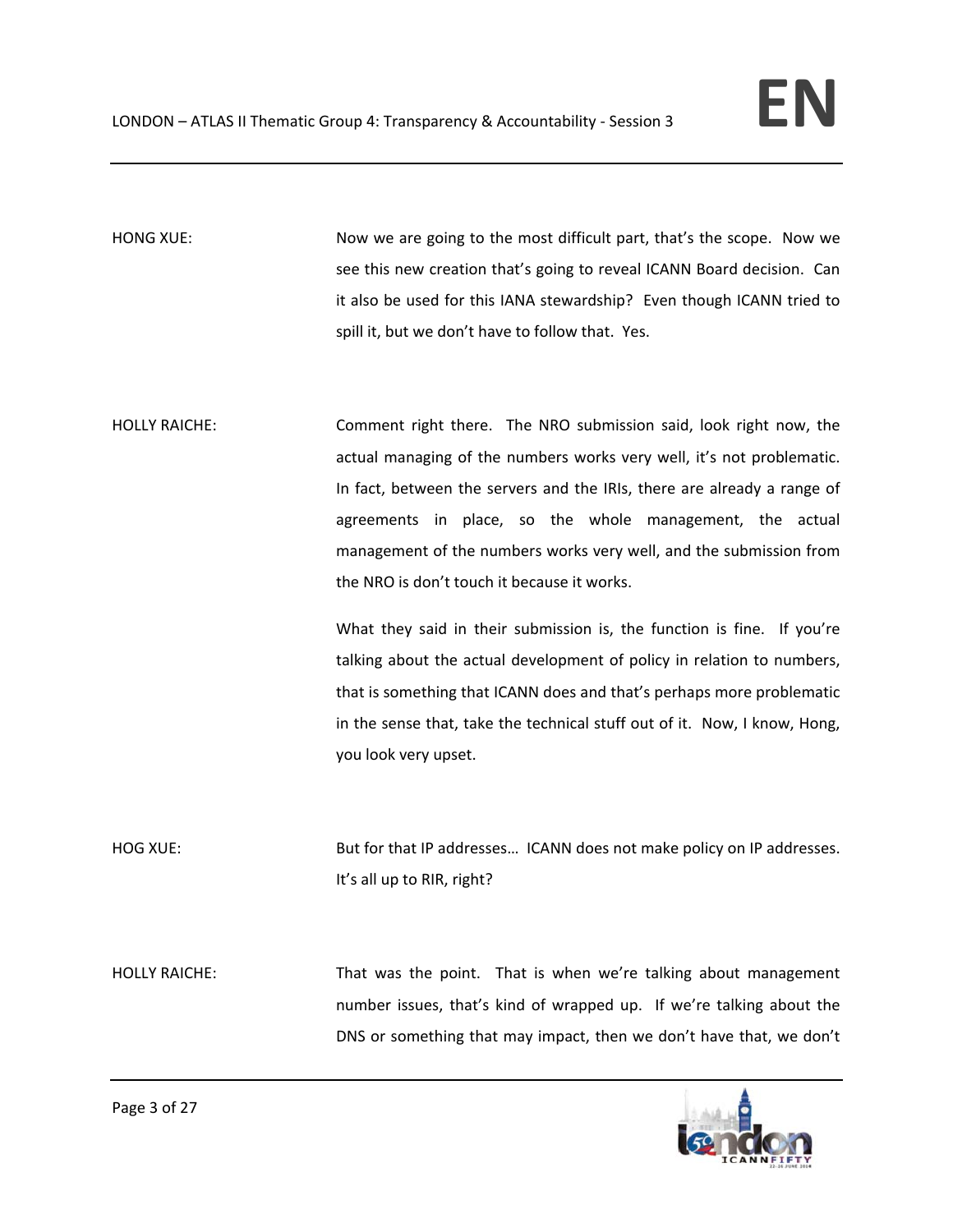HONG XUE: Now we are going to the most difficult part, that's the scope. Now we see this new creation that's going to reveal ICANN Board decision. Can it also be used for this IANA stewardship? Even though ICANN tried to spill it, but we don't have to follow that. Yes.

HOLLY RAICHE: Comment right there. The NRO submission said, look right now, the actual managing of the numbers works very well, it's not problematic. In fact, between the servers and the IRIs, there are already a range of agreements in place, so the whole management, the actual management of the numbers works very well, and the submission from the NRO is don't touch it because it works.

What they said in their submission is, the function is fine. If you're talking about the actual development of policy in relation to numbers, that is something that ICANN does and that's perhaps more problematic in the sense that, take the technical stuff out of it. Now, I know, Hong, you look very upset.

HOG XUE: But for that IP addresses… ICANN does not make policy on IP addresses. It's all up to RIR, right?

HOLLY RAICHE: That was the point. That is when we're talking about management number issues, that's kind of wrapped up. If we're talking about the DNS or something that may impact, then we don't have that, we don't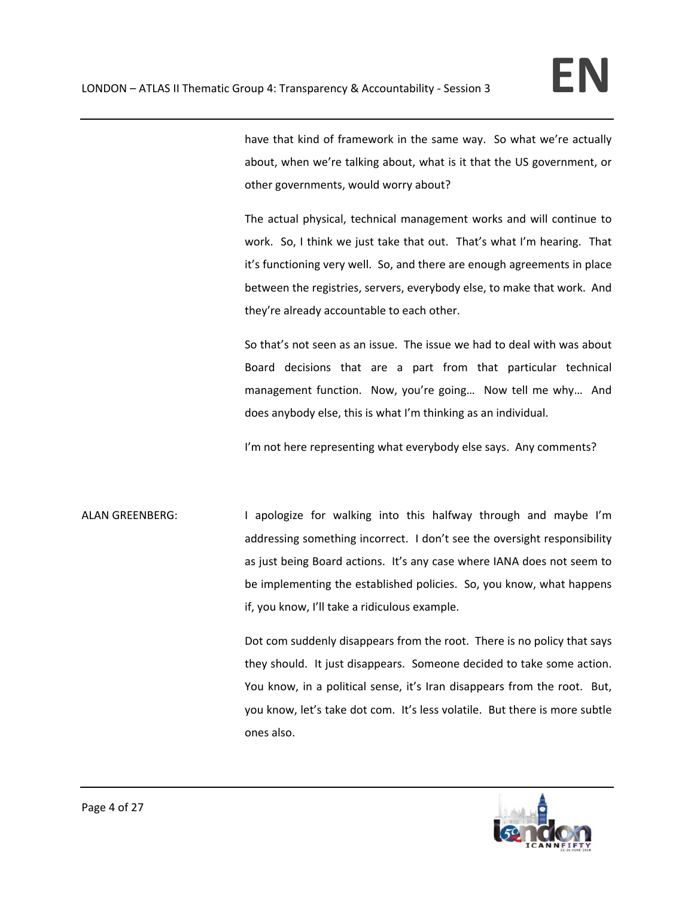have that kind of framework in the same way. So what we're actually about, when we're talking about, what is it that the US government, or other governments, would worry about?

The actual physical, technical management works and will continue to work. So, I think we just take that out. That's what I'm hearing. That it's functioning very well. So, and there are enough agreements in place between the registries, servers, everybody else, to make that work. And they're already accountable to each other.

So that's not seen as an issue. The issue we had to deal with was about Board decisions that are a part from that particular technical management function. Now, you're going… Now tell me why… And does anybody else, this is what I'm thinking as an individual.

I'm not here representing what everybody else says. Any comments?

ALAN GREENBERG: I apologize for walking into this halfway through and maybe I'm addressing something incorrect. I don't see the oversight responsibility as just being Board actions. It's any case where IANA does not seem to be implementing the established policies. So, you know, what happens if, you know, I'll take a ridiculous example.

Dot com suddenly disappears from the root. There is no policy that says they should. It just disappears. Someone decided to take some action. You know, in a political sense, it's Iran disappears from the root. But, you know, let's take dot com. It's less volatile. But there is more subtle ones also.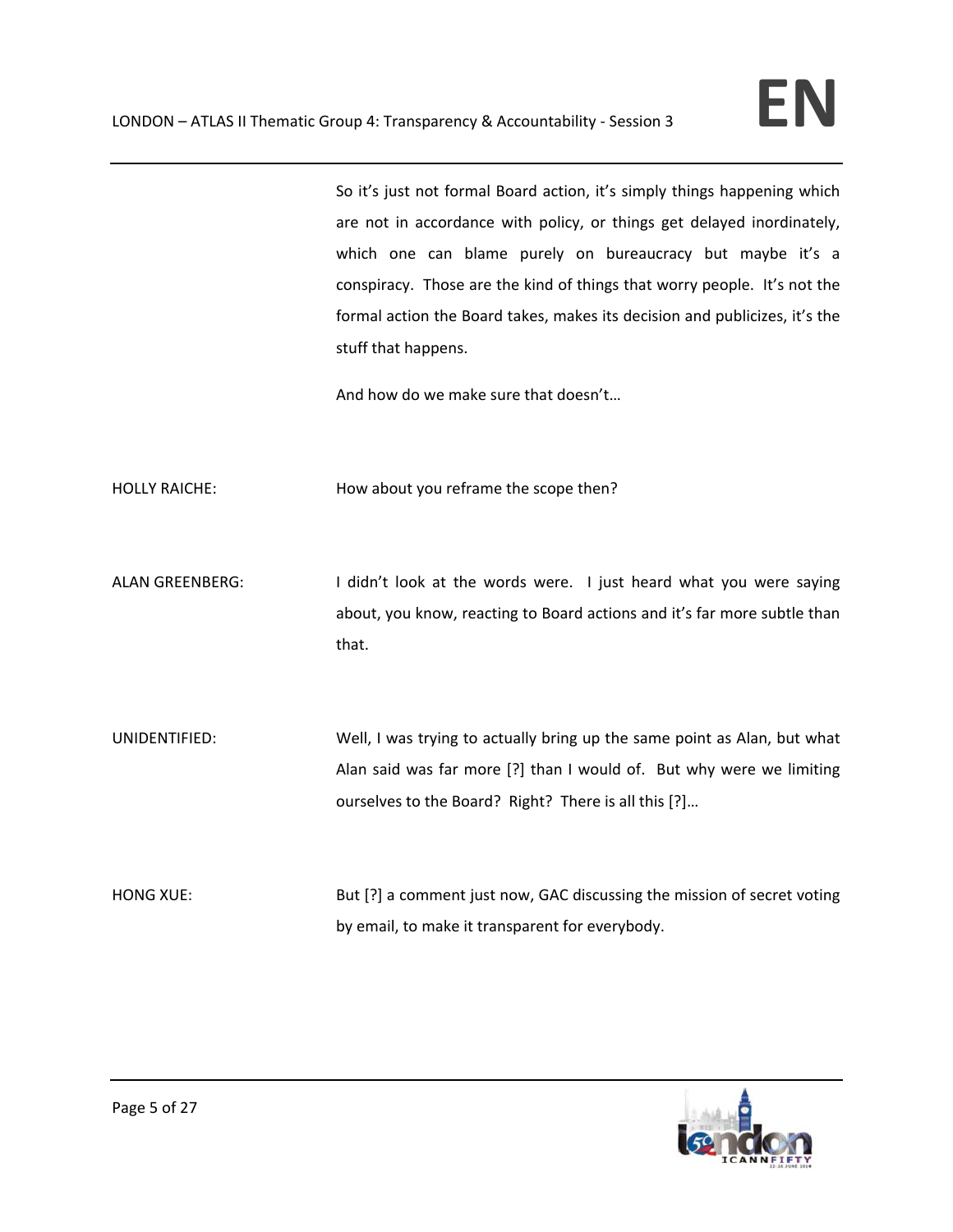So it's just not formal Board action, it's simply things happening which are not in accordance with policy, or things get delayed inordinately, which one can blame purely on bureaucracy but maybe it's a conspiracy. Those are the kind of things that worry people. It's not the formal action the Board takes, makes its decision and publicizes, it's the stuff that happens.

And how do we make sure that doesn't…

HOLLY RAICHE: How about you reframe the scope then?

ALAN GREENBERG: I didn't look at the words were. I just heard what you were saying about, you know, reacting to Board actions and it's far more subtle than that.

UNIDENTIFIED: Well, I was trying to actually bring up the same point as Alan, but what Alan said was far more [?] than I would of. But why were we limiting ourselves to the Board? Right? There is all this [?]…

HONG XUE: But [?] a comment just now, GAC discussing the mission of secret voting by email, to make it transparent for everybody.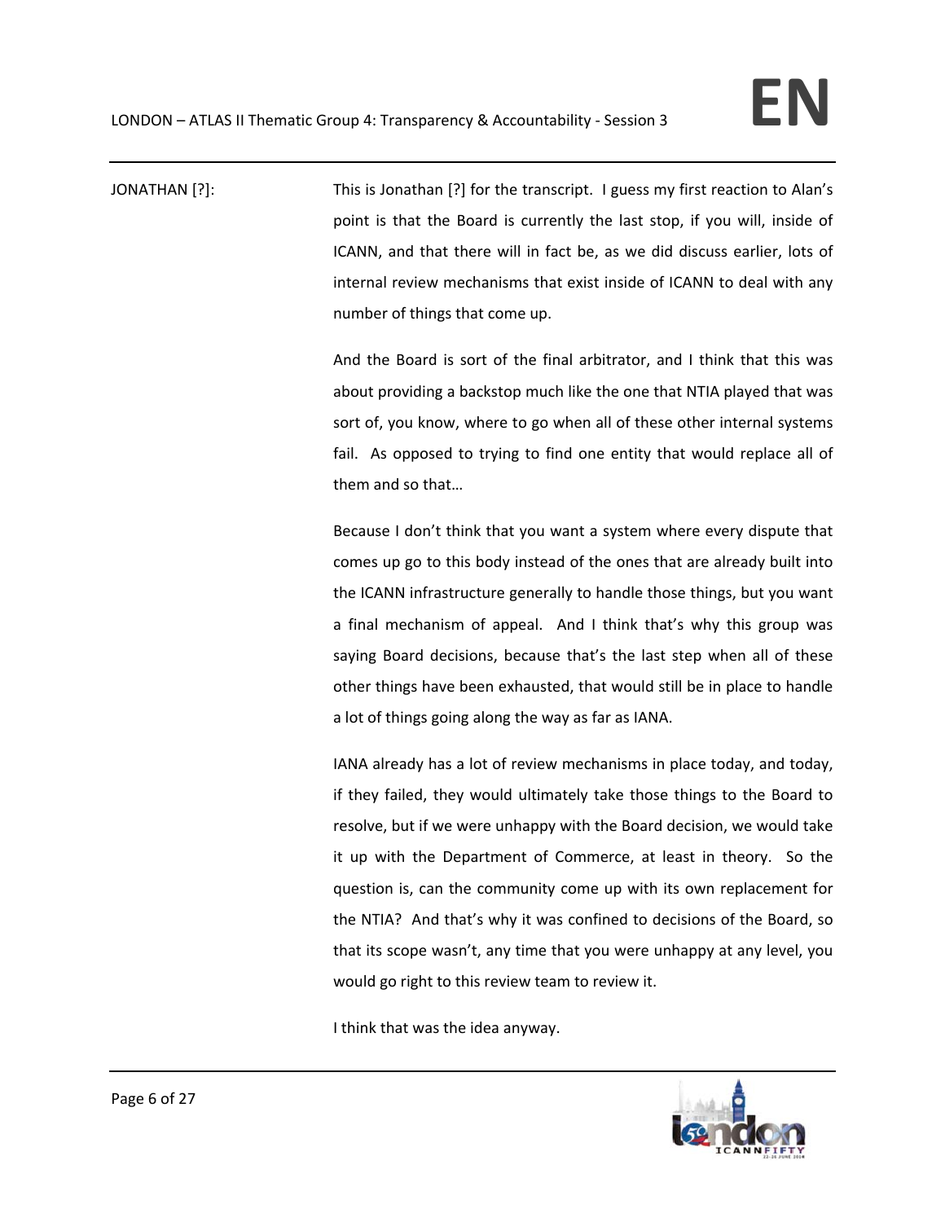JONATHAN [?]: This is Jonathan [?] for the transcript. I guess my first reaction to Alan's point is that the Board is currently the last stop, if you will, inside of ICANN, and that there will in fact be, as we did discuss earlier, lots of internal review mechanisms that exist inside of ICANN to deal with any number of things that come up.

And the Board is sort of the final arbitrator, and I think that this was about providing a backstop much like the one that NTIA played that was sort of, you know, where to go when all of these other internal systems fail. As opposed to trying to find one entity that would replace all of them and so that…

Because I don't think that you want a system where every dispute that comes up go to this body instead of the ones that are already built into the ICANN infrastructure generally to handle those things, but you want a final mechanism of appeal. And I think that's why this group was saying Board decisions, because that's the last step when all of these other things have been exhausted, that would still be in place to handle a lot of things going along the way as far as IANA.

IANA already has a lot of review mechanisms in place today, and today, if they failed, they would ultimately take those things to the Board to resolve, but if we were unhappy with the Board decision, we would take it up with the Department of Commerce, at least in theory. So the question is, can the community come up with its own replacement for the NTIA? And that's why it was confined to decisions of the Board, so that its scope wasn't, any time that you were unhappy at any level, you would go right to this review team to review it.

I think that was the idea anyway.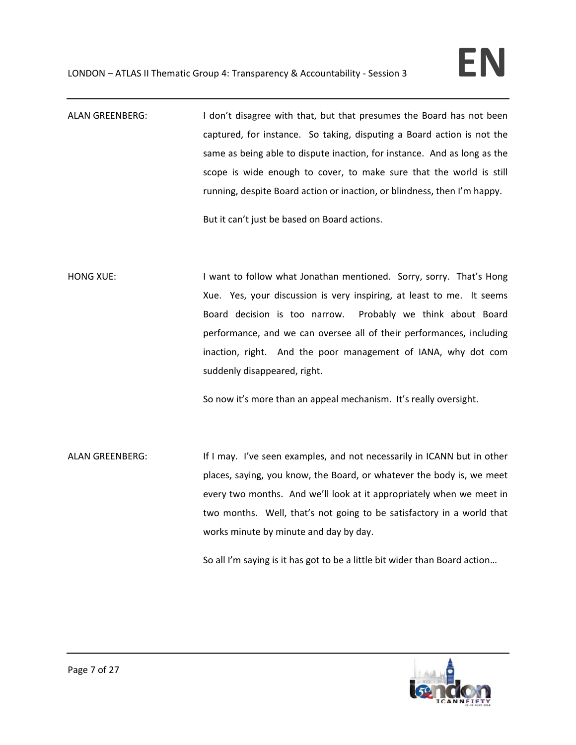ALAN GREENBERG: I don't disagree with that, but that presumes the Board has not been captured, for instance. So taking, disputing a Board action is not the same as being able to dispute inaction, for instance. And as long as the scope is wide enough to cover, to make sure that the world is still running, despite Board action or inaction, or blindness, then I'm happy.

But it can't just be based on Board actions.

HONG XUE: I want to follow what Jonathan mentioned. Sorry, sorry. That's Hong Xue. Yes, your discussion is very inspiring, at least to me. It seems Board decision is too narrow. Probably we think about Board performance, and we can oversee all of their performances, including inaction, right. And the poor management of IANA, why dot com suddenly disappeared, right.

So now it's more than an appeal mechanism. It's really oversight.

ALAN GREENBERG: If I may. I've seen examples, and not necessarily in ICANN but in other places, saying, you know, the Board, or whatever the body is, we meet every two months. And we'll look at it appropriately when we meet in two months. Well, that's not going to be satisfactory in a world that works minute by minute and day by day.

So all I'm saying is it has got to be a little bit wider than Board action…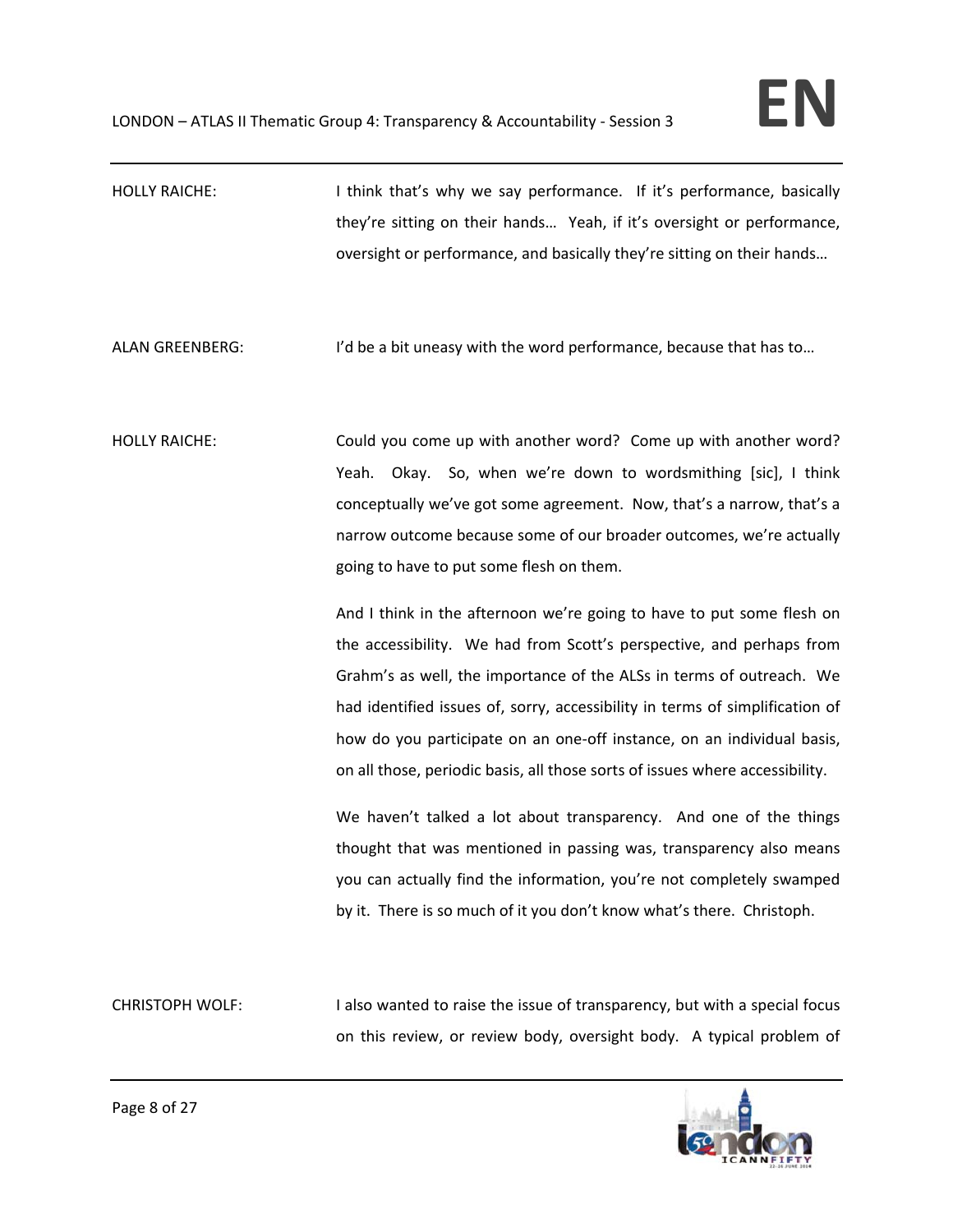HOLLY RAICHE: I think that's why we say performance. If it's performance, basically they're sitting on their hands… Yeah, if it's oversight or performance, oversight or performance, and basically they're sitting on their hands…

ALAN GREENBERG: I'd be a bit uneasy with the word performance, because that has to…

HOLLY RAICHE: Could you come up with another word? Come up with another word? Yeah. Okay. So, when we're down to wordsmithing [sic], I think conceptually we've got some agreement. Now, that's a narrow, that's a narrow outcome because some of our broader outcomes, we're actually going to have to put some flesh on them.

And I think in the afternoon we're going to have to put some flesh on the accessibility. We had from Scott's perspective, and perhaps from Grahm's as well, the importance of the ALSs in terms of outreach. We had identified issues of, sorry, accessibility in terms of simplification of how do you participate on an one-off instance, on an individual basis, on all those, periodic basis, all those sorts of issues where accessibility.

We haven't talked a lot about transparency. And one of the things thought that was mentioned in passing was, transparency also means you can actually find the information, you're not completely swamped by it. There is so much of it you don't know what's there. Christoph.

CHRISTOPH WOLF: I also wanted to raise the issue of transparency, but with a special focus on this review, or review body, oversight body. A typical problem of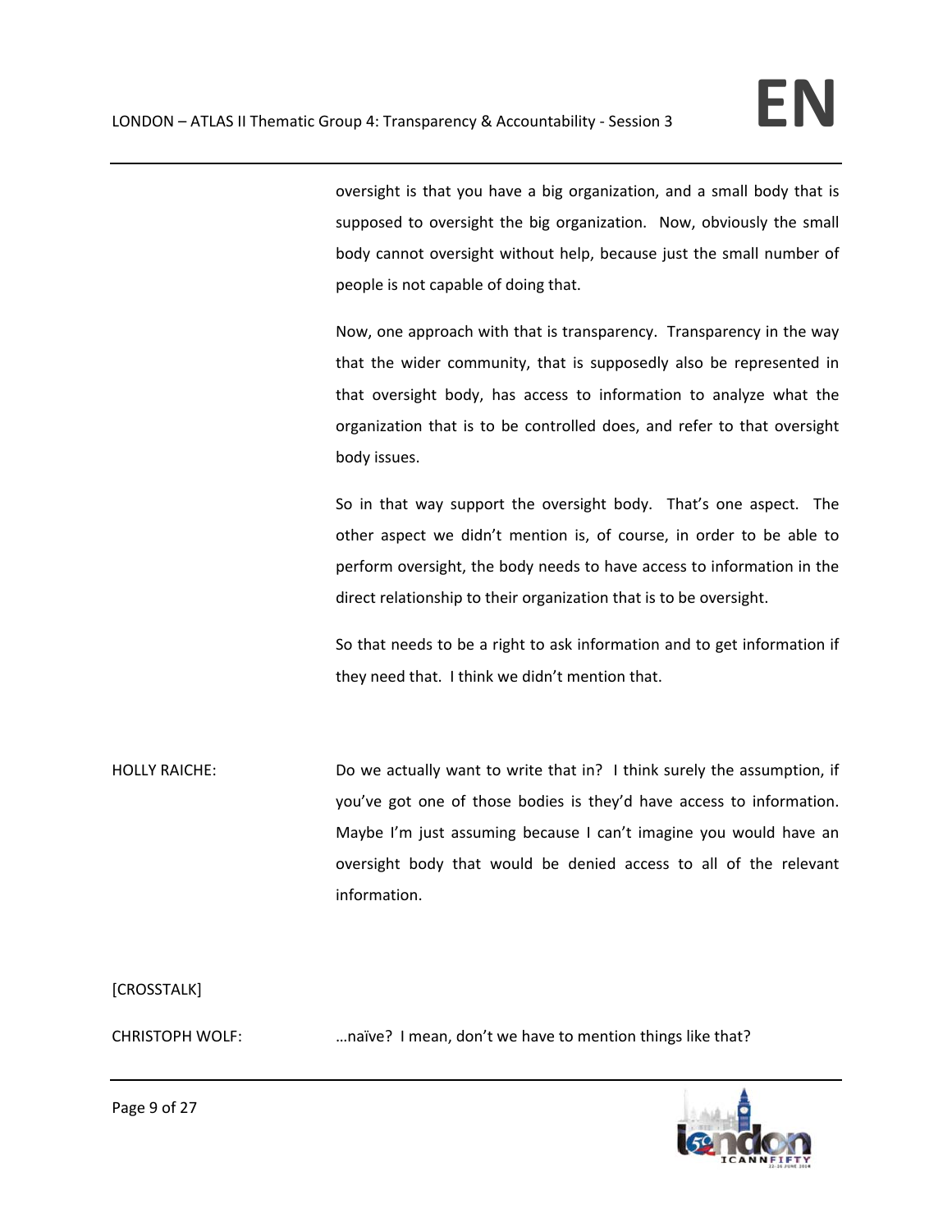oversight is that you have a big organization, and a small body that is supposed to oversight the big organization. Now, obviously the small body cannot oversight without help, because just the small number of people is not capable of doing that.

Now, one approach with that is transparency. Transparency in the way that the wider community, that is supposedly also be represented in that oversight body, has access to information to analyze what the organization that is to be controlled does, and refer to that oversight body issues.

So in that way support the oversight body. That's one aspect. The other aspect we didn't mention is, of course, in order to be able to perform oversight, the body needs to have access to information in the direct relationship to their organization that is to be oversight.

So that needs to be a right to ask information and to get information if they need that. I think we didn't mention that.

HOLLY RAICHE: Do we actually want to write that in? I think surely the assumption, if you've got one of those bodies is they'd have access to information. Maybe I'm just assuming because I can't imagine you would have an oversight body that would be denied access to all of the relevant information.

[CROSSTALK]

CHRISTOPH WOLF: …naïve? I mean, don't we have to mention things like that?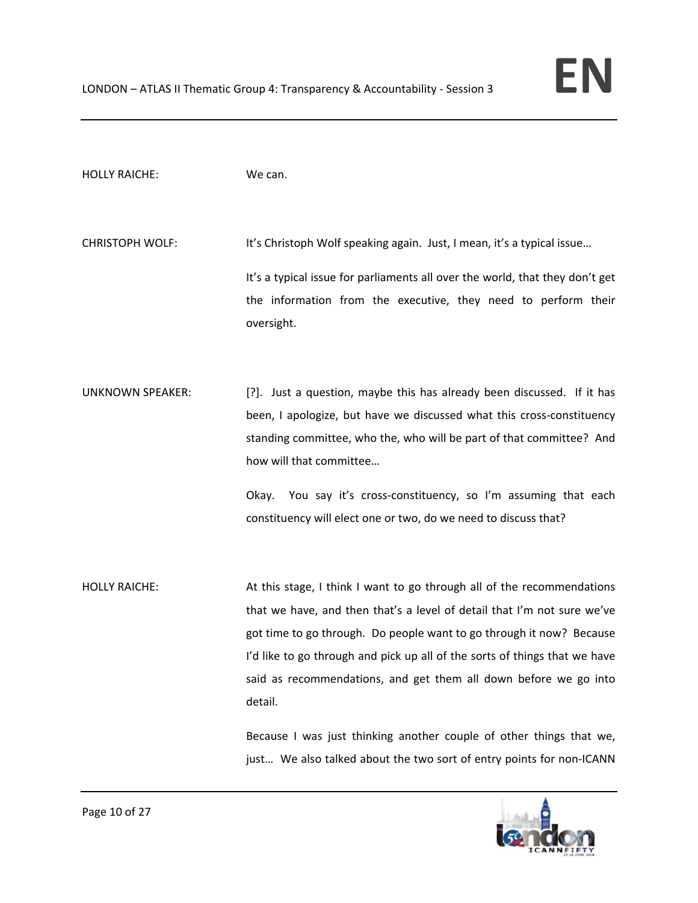HOLLY RAICHE: We can.

CHRISTOPH WOLF: It's Christoph Wolf speaking again. Just, I mean, it's a typical issue…

It's a typical issue for parliaments all over the world, that they don't get the information from the executive, they need to perform their oversight.

UNKNOWN SPEAKER: [?]. Just a question, maybe this has already been discussed. If it has been, I apologize, but have we discussed what this cross-constituency standing committee, who the, who will be part of that committee? And how will that committee…

Okay. You say it's cross-constituency, so I'm assuming that each constituency will elect one or two, do we need to discuss that?

HOLLY RAICHE: At this stage, I think I want to go through all of the recommendations that we have, and then that's a level of detail that I'm not sure we've got time to go through. Do people want to go through it now? Because I'd like to go through and pick up all of the sorts of things that we have said as recommendations, and get them all down before we go into detail.

Because I was just thinking another couple of other things that we, just… We also talked about the two sort of entry points for non-ICANN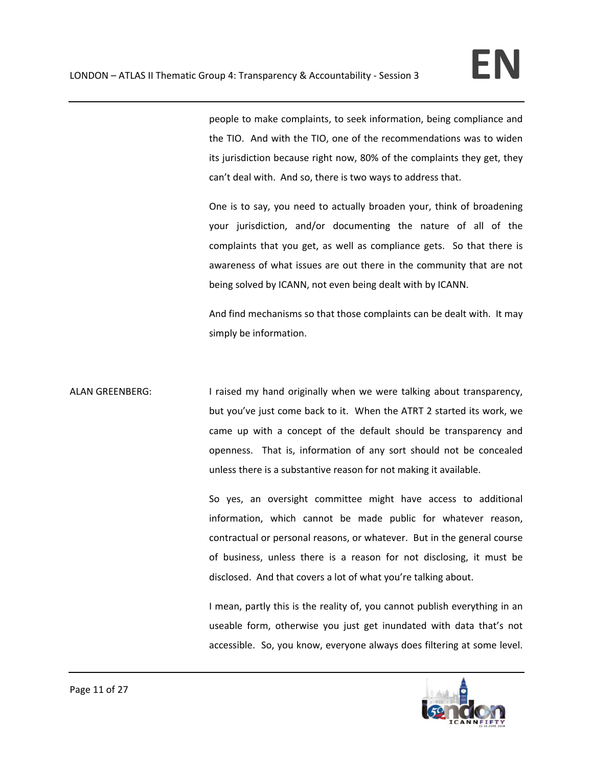people to make complaints, to seek information, being compliance and the TIO. And with the TIO, one of the recommendations was to widen its jurisdiction because right now, 80% of the complaints they get, they can't deal with. And so, there is two ways to address that.

One is to say, you need to actually broaden your, think of broadening your jurisdiction, and/or documenting the nature of all of the complaints that you get, as well as compliance gets. So that there is awareness of what issues are out there in the community that are not being solved by ICANN, not even being dealt with by ICANN.

And find mechanisms so that those complaints can be dealt with. It may simply be information.

ALAN GREENBERG: I raised my hand originally when we were talking about transparency, but you've just come back to it. When the ATRT 2 started its work, we came up with a concept of the default should be transparency and openness. That is, information of any sort should not be concealed unless there is a substantive reason for not making it available.

So yes, an oversight committee might have access to additional information, which cannot be made public for whatever reason, contractual or personal reasons, or whatever. But in the general course of business, unless there is a reason for not disclosing, it must be disclosed. And that covers a lot of what you're talking about.

I mean, partly this is the reality of, you cannot publish everything in an useable form, otherwise you just get inundated with data that's not accessible. So, you know, everyone always does filtering at some level.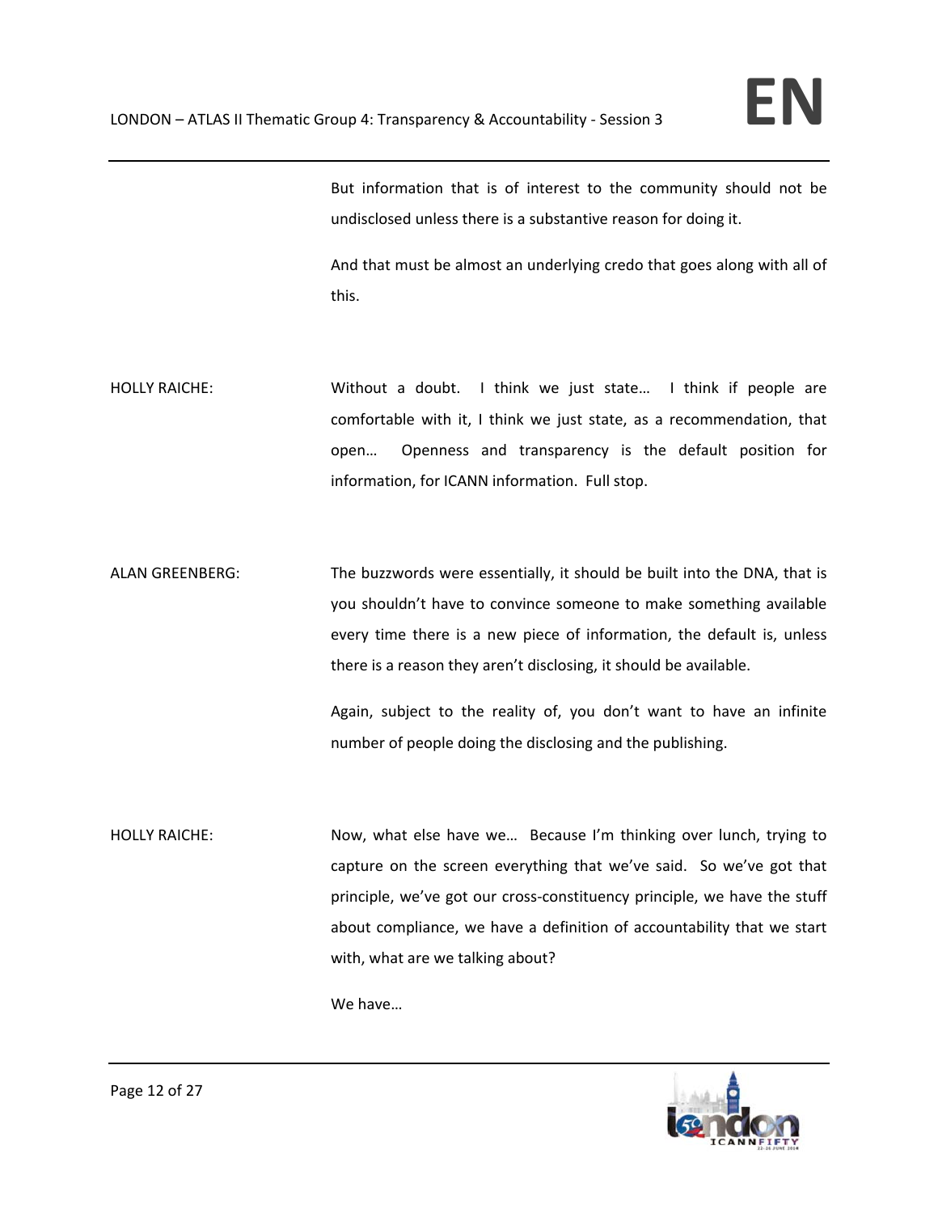But information that is of interest to the community should not be undisclosed unless there is a substantive reason for doing it.

And that must be almost an underlying credo that goes along with all of this.

HOLLY RAICHE: Without a doubt. I think we just state… I think if people are comfortable with it, I think we just state, as a recommendation, that open… Openness and transparency is the default position for information, for ICANN information. Full stop.

ALAN GREENBERG: The buzzwords were essentially, it should be built into the DNA, that is you shouldn't have to convince someone to make something available every time there is a new piece of information, the default is, unless there is a reason they aren't disclosing, it should be available.

Again, subject to the reality of, you don't want to have an infinite number of people doing the disclosing and the publishing.

HOLLY RAICHE: Now, what else have we… Because I'm thinking over lunch, trying to capture on the screen everything that we've said. So we've got that principle, we've got our cross-constituency principle, we have the stuff about compliance, we have a definition of accountability that we start with, what are we talking about?

We have…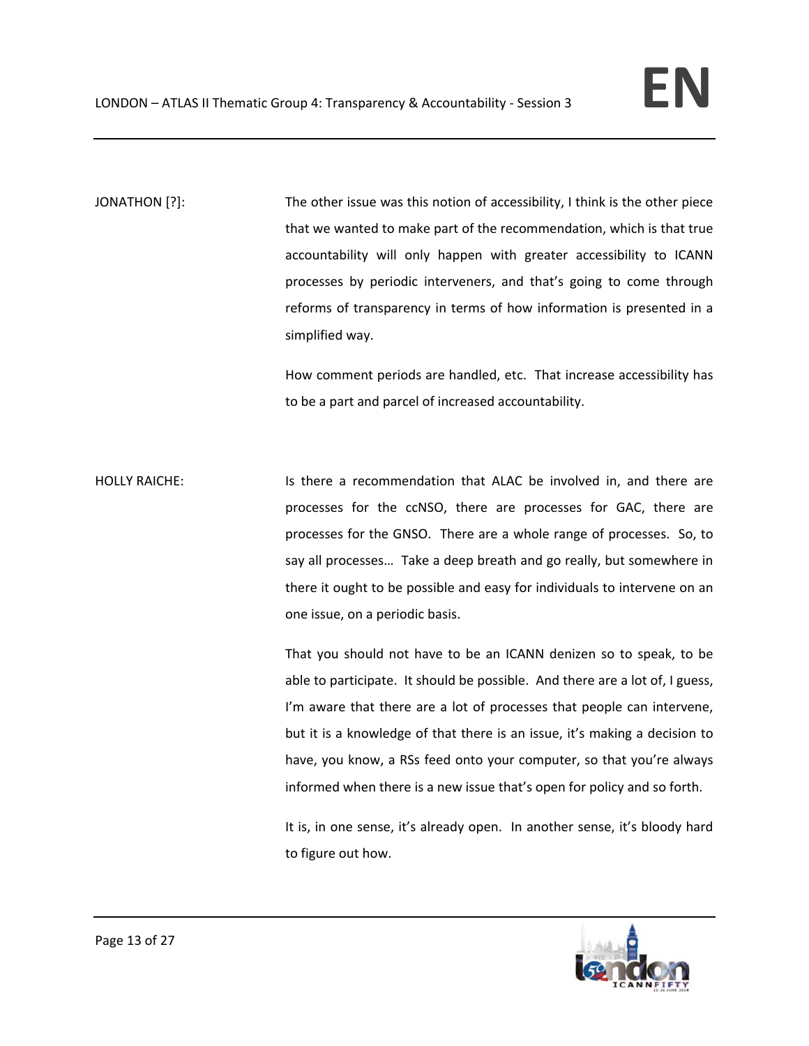JONATHON [?]: The other issue was this notion of accessibility, I think is the other piece that we wanted to make part of the recommendation, which is that true accountability will only happen with greater accessibility to ICANN processes by periodic interveners, and that's going to come through reforms of transparency in terms of how information is presented in a simplified way.

How comment periods are handled, etc. That increase accessibility has to be a part and parcel of increased accountability.

HOLLY RAICHE: Is there a recommendation that ALAC be involved in, and there are processes for the ccNSO, there are processes for GAC, there are processes for the GNSO. There are a whole range of processes. So, to say all processes… Take a deep breath and go really, but somewhere in there it ought to be possible and easy for individuals to intervene on an one issue, on a periodic basis.

That you should not have to be an ICANN denizen so to speak, to be able to participate. It should be possible. And there are a lot of, I guess, I'm aware that there are a lot of processes that people can intervene, but it is a knowledge of that there is an issue, it's making a decision to have, you know, a RSs feed onto your computer, so that you're always informed when there is a new issue that's open for policy and so forth.

It is, in one sense, it's already open. In another sense, it's bloody hard to figure out how.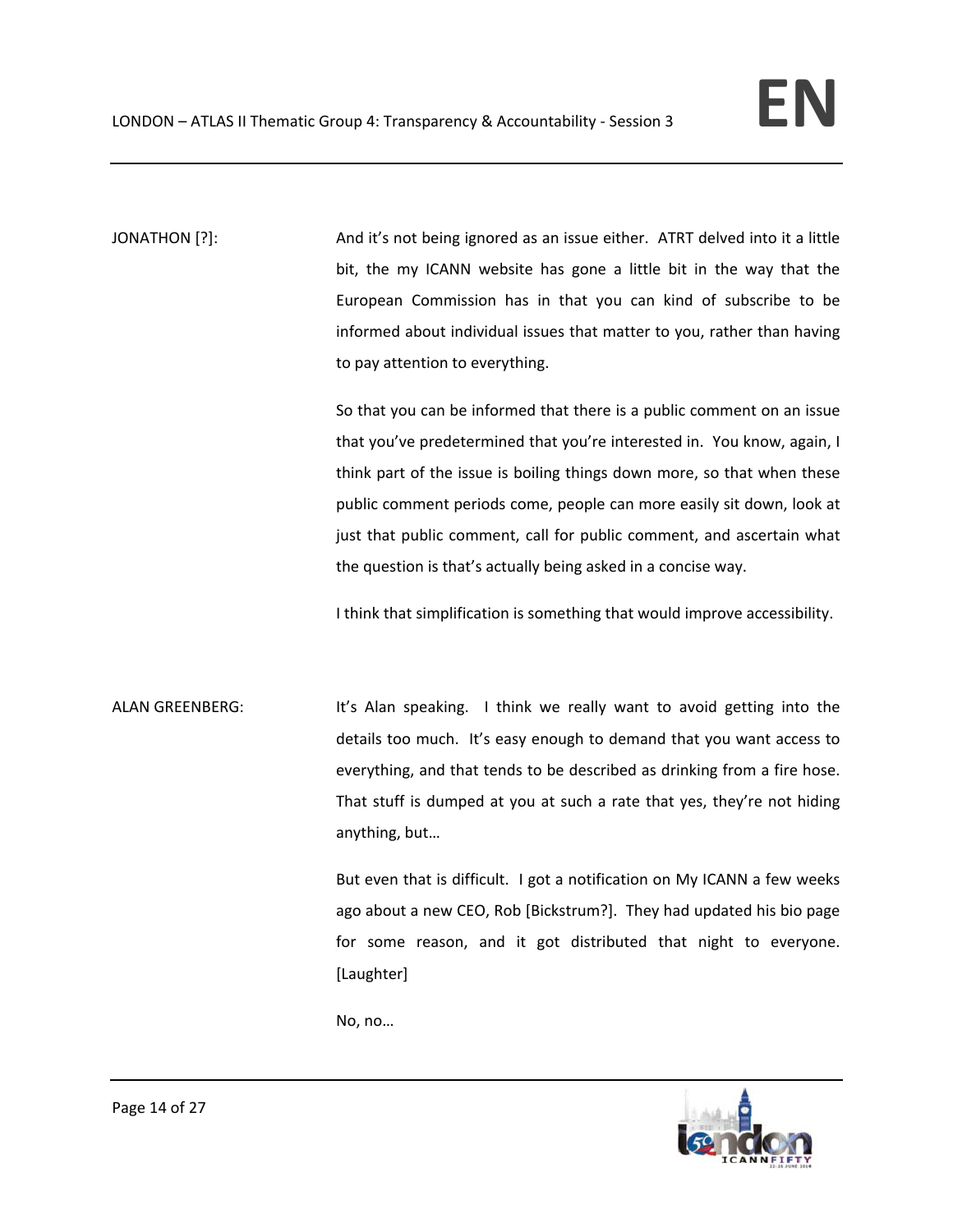JONATHON [?]: And it's not being ignored as an issue either. ATRT delved into it a little bit, the my ICANN website has gone a little bit in the way that the European Commission has in that you can kind of subscribe to be informed about individual issues that matter to you, rather than having to pay attention to everything.

So that you can be informed that there is a public comment on an issue that you've predetermined that you're interested in. You know, again, I think part of the issue is boiling things down more, so that when these public comment periods come, people can more easily sit down, look at just that public comment, call for public comment, and ascertain what the question is that's actually being asked in a concise way.

I think that simplification is something that would improve accessibility.

ALAN GREENBERG: It's Alan speaking. I think we really want to avoid getting into the details too much. It's easy enough to demand that you want access to everything, and that tends to be described as drinking from a fire hose. That stuff is dumped at you at such a rate that yes, they're not hiding anything, but…

But even that is difficult. I got a notification on My ICANN a few weeks ago about a new CEO, Rob [Bickstrum?]. They had updated his bio page for some reason, and it got distributed that night to everyone. [Laughter]

No, no…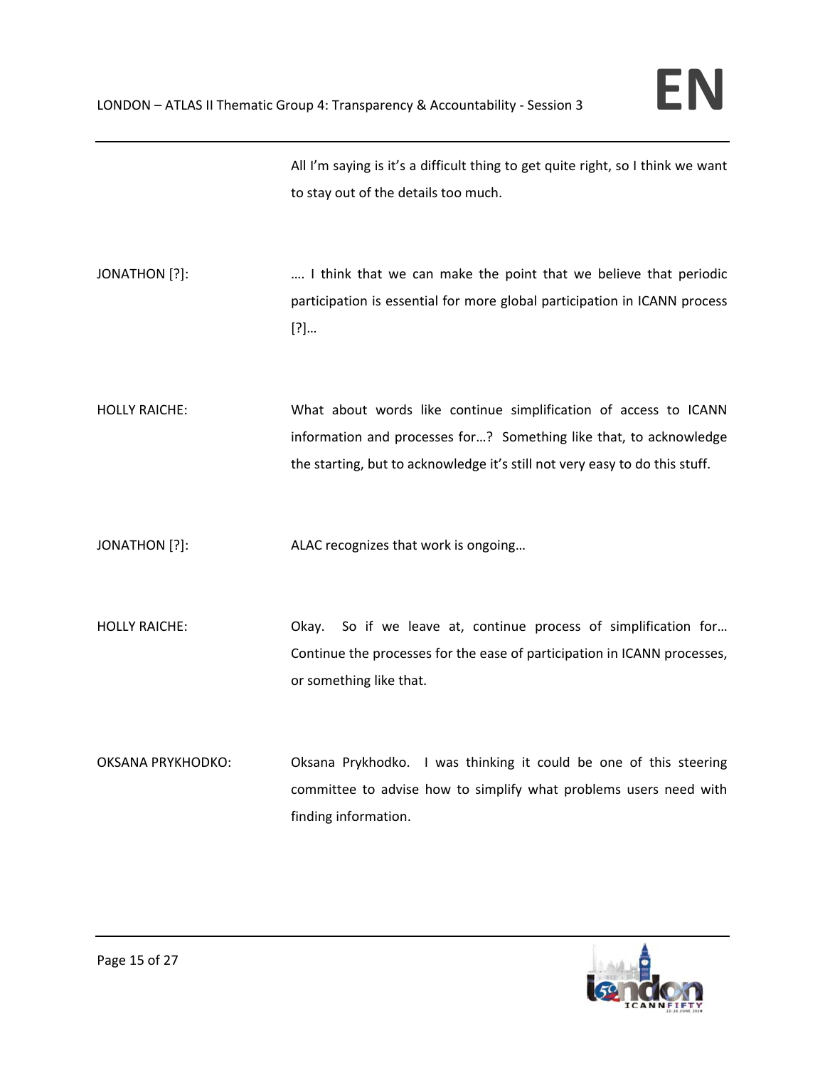All I'm saying is it's a difficult thing to get quite right, so I think we want to stay out of the details too much.

JONATHON [?]: …. I think that we can make the point that we believe that periodic participation is essential for more global participation in ICANN process [?]…

HOLLY RAICHE: What about words like continue simplification of access to ICANN information and processes for…? Something like that, to acknowledge the starting, but to acknowledge it's still not very easy to do this stuff.

JONATHON [?]: ALAC recognizes that work is ongoing…

HOLLY RAICHE: Okay. So if we leave at, continue process of simplification for… Continue the processes for the ease of participation in ICANN processes, or something like that.

OKSANA PRYKHODKO: Oksana Prykhodko. I was thinking it could be one of this steering committee to advise how to simplify what problems users need with finding information.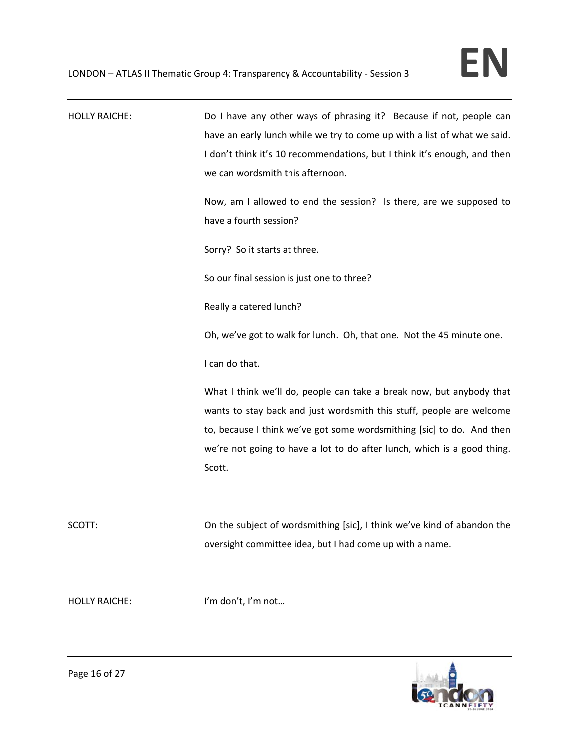HOLLY RAICHE: Do I have any other ways of phrasing it? Because if not, people can have an early lunch while we try to come up with a list of what we said. I don't think it's 10 recommendations, but I think it's enough, and then we can wordsmith this afternoon.

Now, am I allowed to end the session? Is there, are we supposed to have a fourth session?

Sorry? So it starts at three.

So our final session is just one to three?

Really a catered lunch?

Oh, we've got to walk for lunch. Oh, that one. Not the 45 minute one.

I can do that.

What I think we'll do, people can take a break now, but anybody that wants to stay back and just wordsmith this stuff, people are welcome to, because I think we've got some wordsmithing [sic] to do. And then we're not going to have a lot to do after lunch, which is a good thing. Scott.

SCOTT: On the subject of wordsmithing [sic], I think we've kind of abandon the oversight committee idea, but I had come up with a name.

HOLLY RAICHE: I'm don't, I'm not…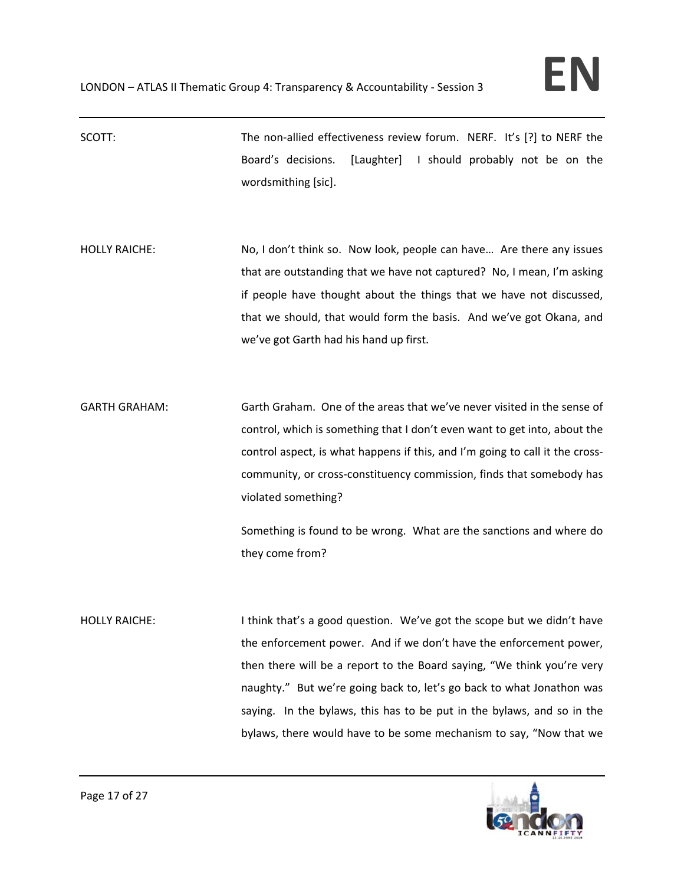SCOTT: The non-allied effectiveness review forum. NERF. It's [?] to NERF the Board's decisions. [Laughter] I should probably not be on the wordsmithing [sic].

HOLLY RAICHE: No, I don't think so. Now look, people can have… Are there any issues that are outstanding that we have not captured? No, I mean, I'm asking if people have thought about the things that we have not discussed, that we should, that would form the basis. And we've got Okana, and we've got Garth had his hand up first.

GARTH GRAHAM: Garth Graham. One of the areas that we've never visited in the sense of control, which is something that I don't even want to get into, about the control aspect, is what happens if this, and I'm going to call it the cross-community, or cross-constituency commission, finds that somebody has violated something?

Something is found to be wrong. What are the sanctions and where do they come from?

HOLLY RAICHE: I think that's a good question. We've got the scope but we didn't have the enforcement power. And if we don't have the enforcement power, then there will be a report to the Board saying, "We think you're very naughty." But we're going back to, let's go back to what Jonathon was saying. In the bylaws, this has to be put in the bylaws, and so in the bylaws, there would have to be some mechanism to say, "Now that we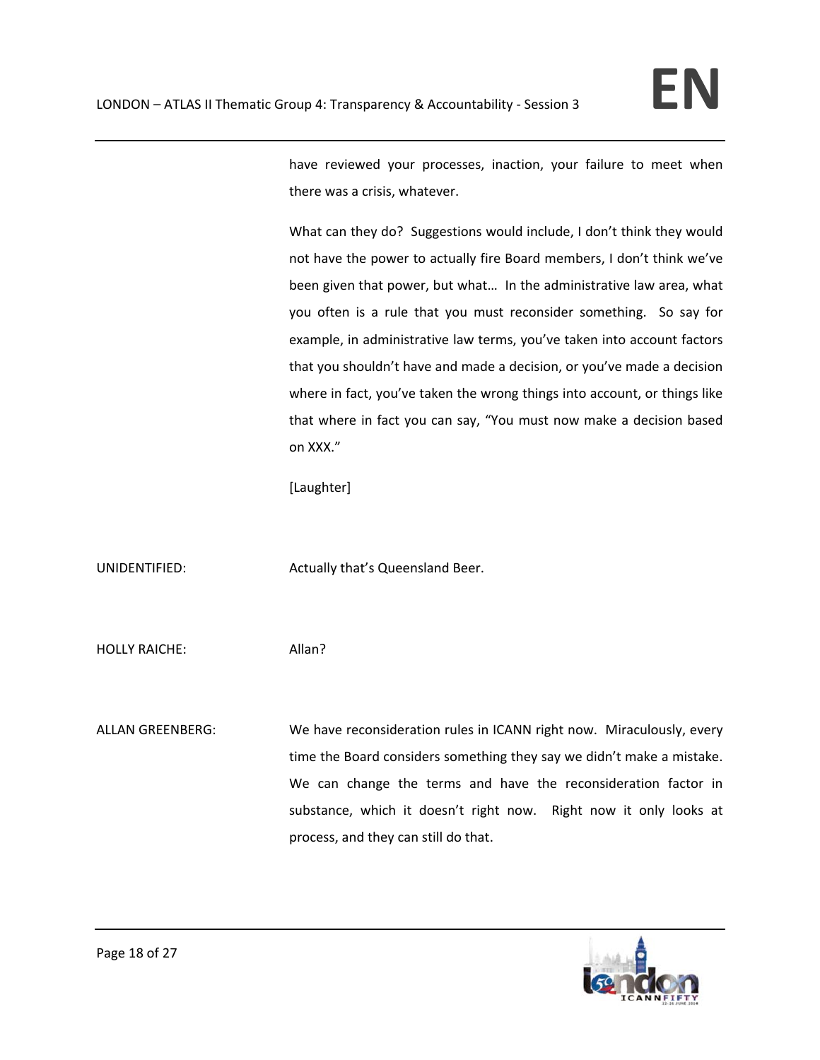have reviewed your processes, inaction, your failure to meet when there was a crisis, whatever.

What can they do? Suggestions would include, I don't think they would not have the power to actually fire Board members, I don't think we've been given that power, but what… In the administrative law area, what you often is a rule that you must reconsider something. So say for example, in administrative law terms, you've taken into account factors that you shouldn't have and made a decision, or you've made a decision where in fact, you've taken the wrong things into account, or things like that where in fact you can say, "You must now make a decision based on XXX."

[Laughter]

UNIDENTIFIED: Actually that's Queensland Beer.

HOLLY RAICHE: Allan?

ALLAN GREENBERG: We have reconsideration rules in ICANN right now. Miraculously, every time the Board considers something they say we didn't make a mistake. We can change the terms and have the reconsideration factor in substance, which it doesn't right now. Right now it only looks at process, and they can still do that.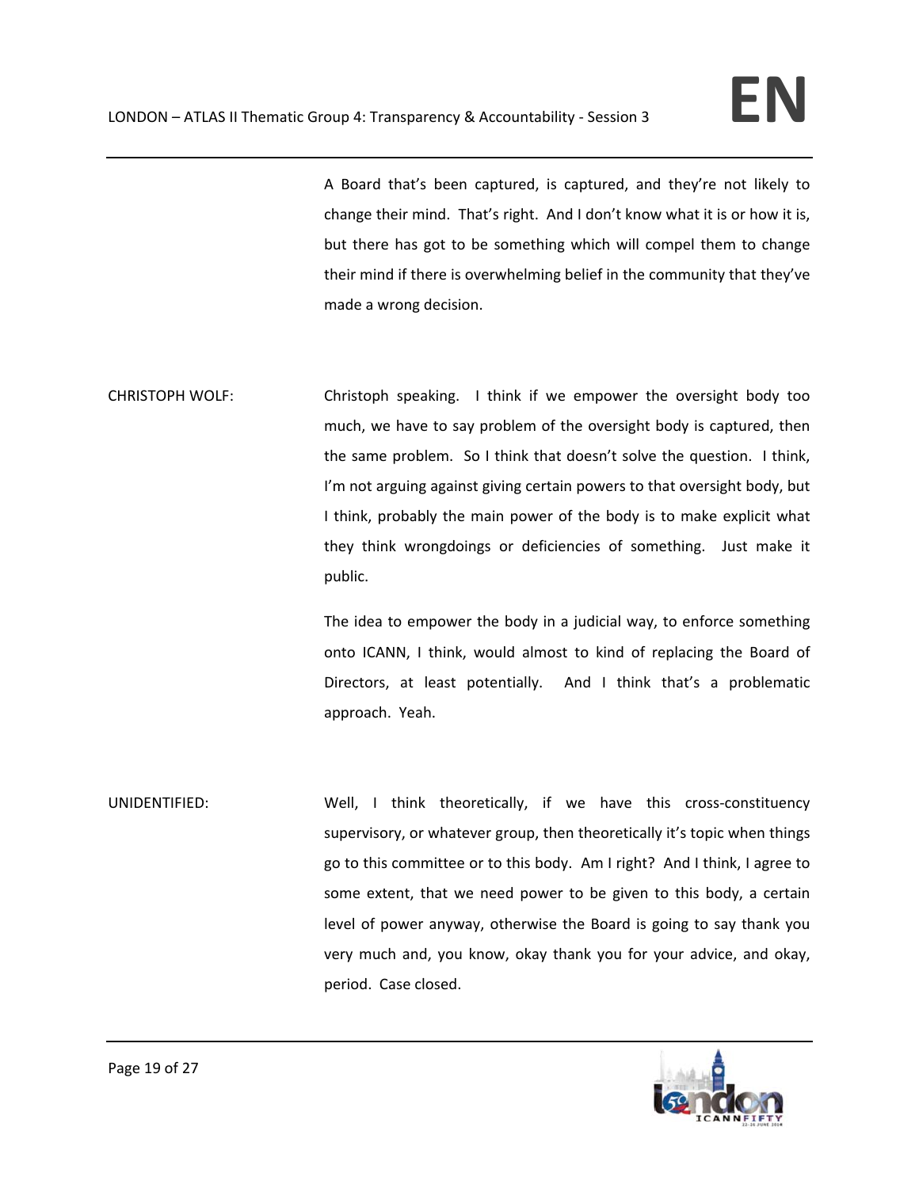A Board that's been captured, is captured, and they're not likely to change their mind. That's right. And I don't know what it is or how it is, but there has got to be something which will compel them to change their mind if there is overwhelming belief in the community that they've made a wrong decision.

CHRISTOPH WOLF: Christoph speaking. I think if we empower the oversight body too much, we have to say problem of the oversight body is captured, then the same problem. So I think that doesn't solve the question. I think, I'm not arguing against giving certain powers to that oversight body, but I think, probably the main power of the body is to make explicit what they think wrongdoings or deficiencies of something. Just make it public.

The idea to empower the body in a judicial way, to enforce something onto ICANN, I think, would almost to kind of replacing the Board of Directors, at least potentially. And I think that's a problematic approach. Yeah.

UNIDENTIFIED: Well, I think theoretically, if we have this cross-constituency supervisory, or whatever group, then theoretically it's topic when things go to this committee or to this body. Am I right? And I think, I agree to some extent, that we need power to be given to this body, a certain level of power anyway, otherwise the Board is going to say thank you very much and, you know, okay thank you for your advice, and okay, period. Case closed.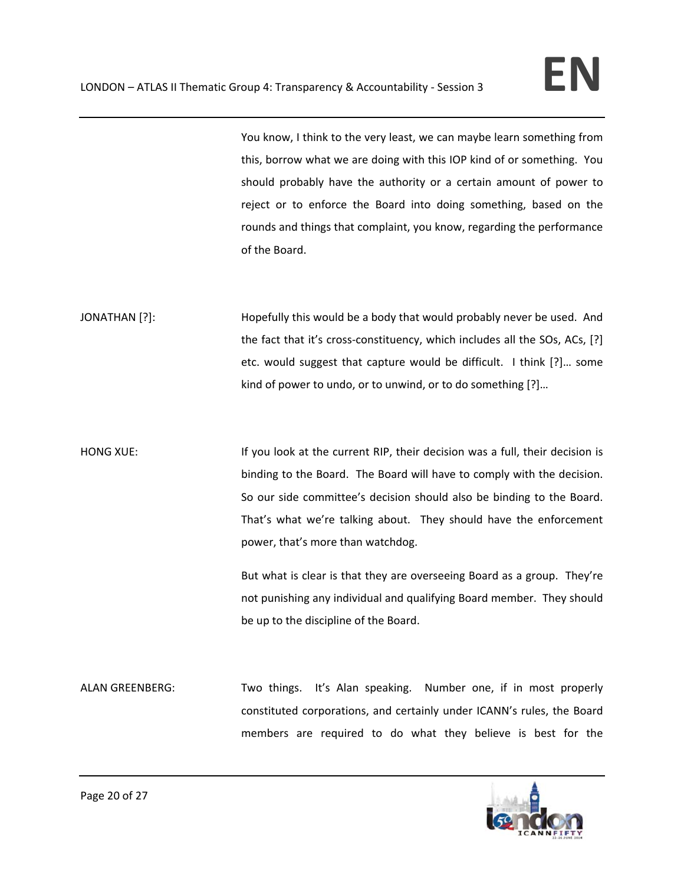You know, I think to the very least, we can maybe learn something from this, borrow what we are doing with this IOP kind of or something. You should probably have the authority or a certain amount of power to reject or to enforce the Board into doing something, based on the rounds and things that complaint, you know, regarding the performance of the Board.

JONATHAN [?]: Hopefully this would be a body that would probably never be used. And the fact that it's cross-constituency, which includes all the SOs, ACs, [?] etc. would suggest that capture would be difficult. I think [?]… some kind of power to undo, or to unwind, or to do something [?]…

HONG XUE: If you look at the current RIP, their decision was a full, their decision is binding to the Board. The Board will have to comply with the decision. So our side committee's decision should also be binding to the Board. That's what we're talking about. They should have the enforcement power, that's more than watchdog.

But what is clear is that they are overseeing Board as a group. They're not punishing any individual and qualifying Board member. They should be up to the discipline of the Board.

ALAN GREENBERG: Two things. It's Alan speaking. Number one, if in most properly constituted corporations, and certainly under ICANN's rules, the Board members are required to do what they believe is best for the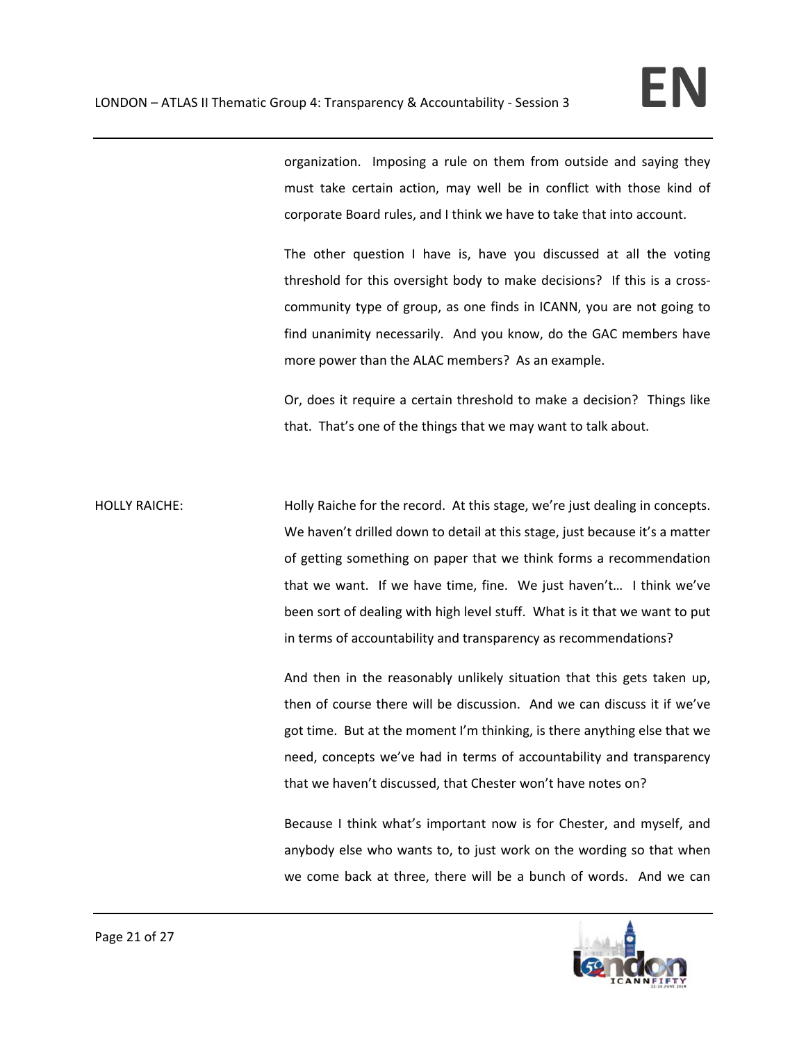organization. Imposing a rule on them from outside and saying they must take certain action, may well be in conflict with those kind of corporate Board rules, and I think we have to take that into account.

The other question I have is, have you discussed at all the voting threshold for this oversight body to make decisions? If this is a cross-community type of group, as one finds in ICANN, you are not going to find unanimity necessarily. And you know, do the GAC members have more power than the ALAC members? As an example.

Or, does it require a certain threshold to make a decision? Things like that. That's one of the things that we may want to talk about.

HOLLY RAICHE: Holly Raiche for the record. At this stage, we're just dealing in concepts. We haven't drilled down to detail at this stage, just because it's a matter of getting something on paper that we think forms a recommendation that we want. If we have time, fine. We just haven't… I think we've been sort of dealing with high level stuff. What is it that we want to put in terms of accountability and transparency as recommendations?

And then in the reasonably unlikely situation that this gets taken up, then of course there will be discussion. And we can discuss it if we've got time. But at the moment I'm thinking, is there anything else that we need, concepts we've had in terms of accountability and transparency that we haven't discussed, that Chester won't have notes on?

Because I think what's important now is for Chester, and myself, and anybody else who wants to, to just work on the wording so that when we come back at three, there will be a bunch of words. And we can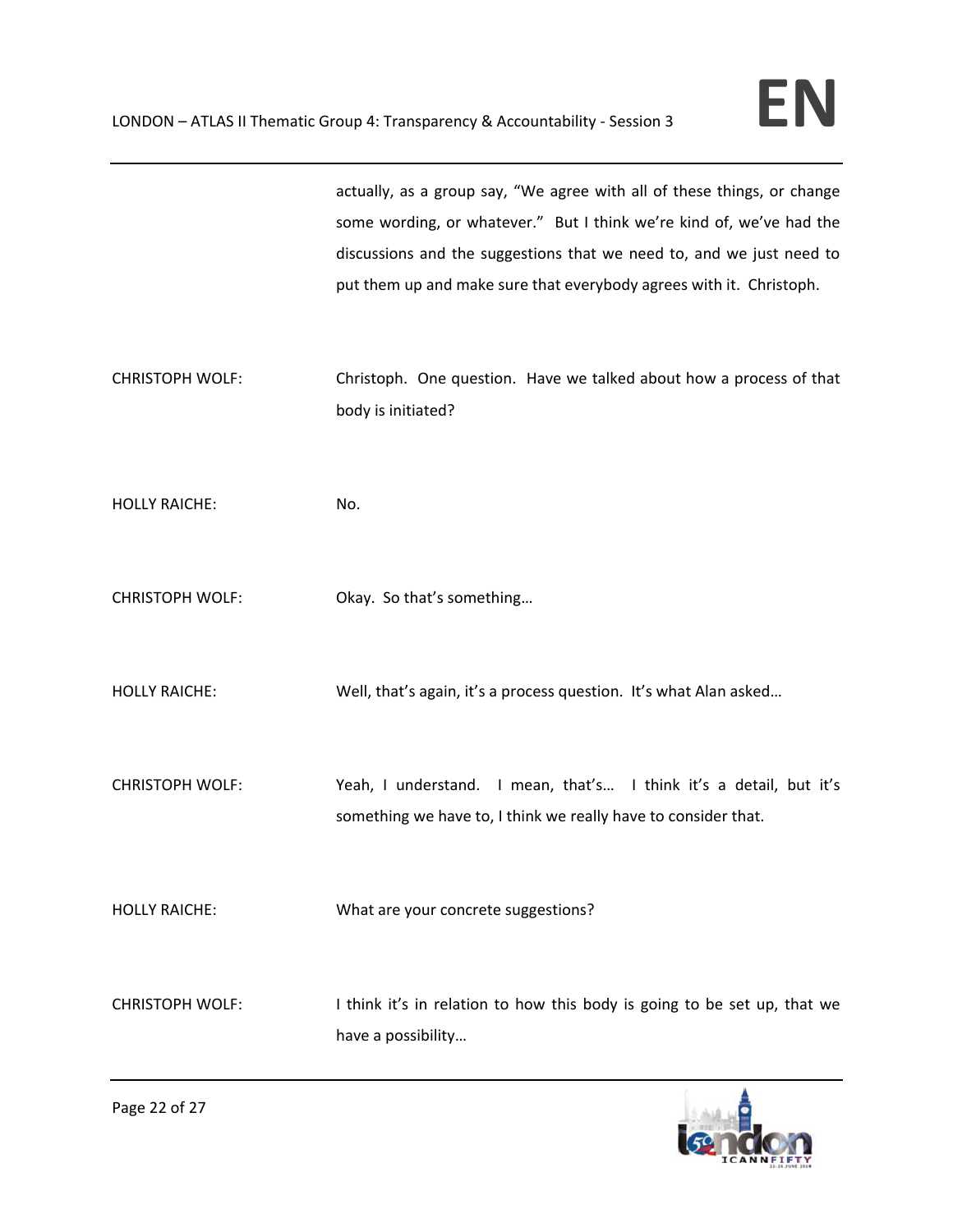actually, as a group say, "We agree with all of these things, or change some wording, or whatever." But I think we're kind of, we've had the discussions and the suggestions that we need to, and we just need to put them up and make sure that everybody agrees with it. Christoph.

CHRISTOPH WOLF: Christoph. One question. Have we talked about how a process of that body is initiated?

HOLLY RAICHE: No.

CHRISTOPH WOLF: Okay. So that's something…

HOLLY RAICHE: Well, that's again, it's a process question. It's what Alan asked…

CHRISTOPH WOLF: Yeah, I understand. I mean, that's… I think it's a detail, but it's something we have to, I think we really have to consider that.

HOLLY RAICHE: What are your concrete suggestions?

CHRISTOPH WOLF: I think it's in relation to how this body is going to be set up, that we have a possibility…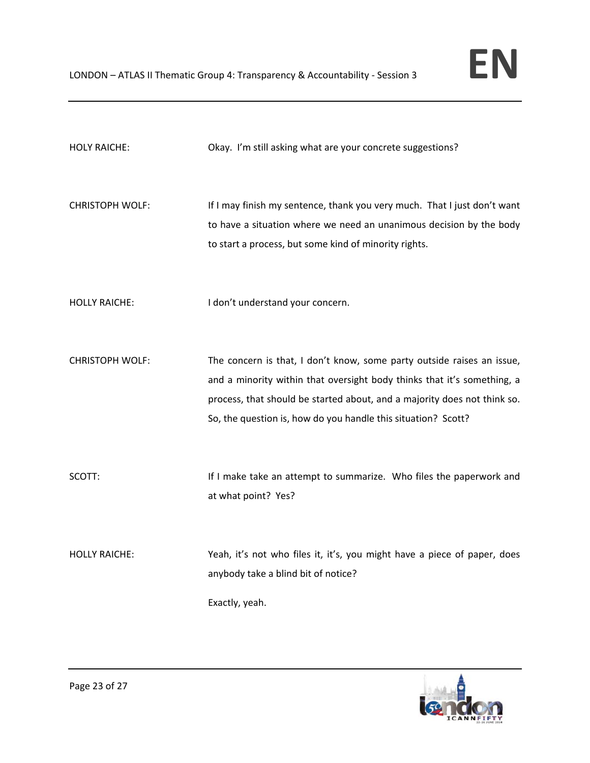HOLY RAICHE: Okay. I'm still asking what are your concrete suggestions?

CHRISTOPH WOLF: If I may finish my sentence, thank you very much. That I just don't want to have a situation where we need an unanimous decision by the body to start a process, but some kind of minority rights.

HOLLY RAICHE: I don't understand your concern.

CHRISTOPH WOLF: The concern is that, I don't know, some party outside raises an issue, and a minority within that oversight body thinks that it's something, a process, that should be started about, and a majority does not think so. So, the question is, how do you handle this situation? Scott?

SCOTT: If I make take an attempt to summarize. Who files the paperwork and at what point? Yes?

HOLLY RAICHE: Yeah, it's not who files it, it's, you might have a piece of paper, does anybody take a blind bit of notice?

Exactly, yeah.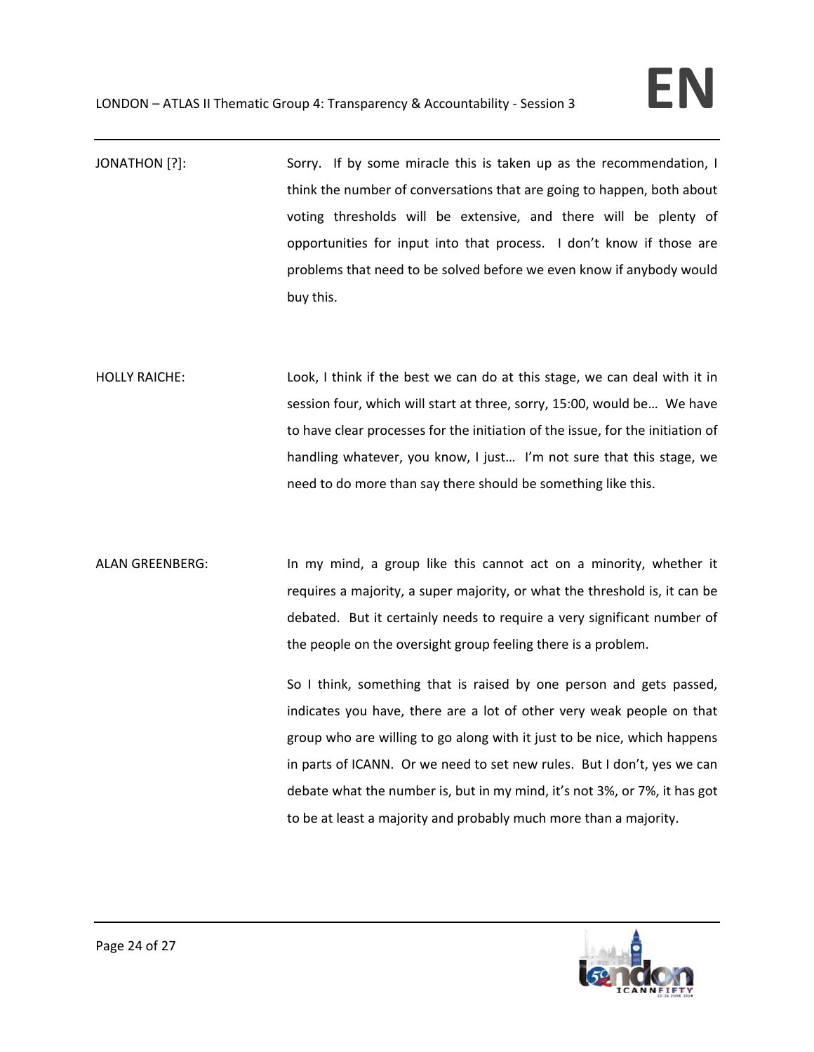JONATHON [?]: Sorry. If by some miracle this is taken up as the recommendation, I think the number of conversations that are going to happen, both about voting thresholds will be extensive, and there will be plenty of opportunities for input into that process. I don't know if those are problems that need to be solved before we even know if anybody would buy this.

HOLLY RAICHE: Look, I think if the best we can do at this stage, we can deal with it in session four, which will start at three, sorry, 15:00, would be… We have to have clear processes for the initiation of the issue, for the initiation of handling whatever, you know, I just… I'm not sure that this stage, we need to do more than say there should be something like this.

ALAN GREENBERG: In my mind, a group like this cannot act on a minority, whether it requires a majority, a super majority, or what the threshold is, it can be debated. But it certainly needs to require a very significant number of the people on the oversight group feeling there is a problem.

So I think, something that is raised by one person and gets passed, indicates you have, there are a lot of other very weak people on that group who are willing to go along with it just to be nice, which happens in parts of ICANN. Or we need to set new rules. But I don't, yes we can debate what the number is, but in my mind, it's not 3%, or 7%, it has got to be at least a majority and probably much more than a majority.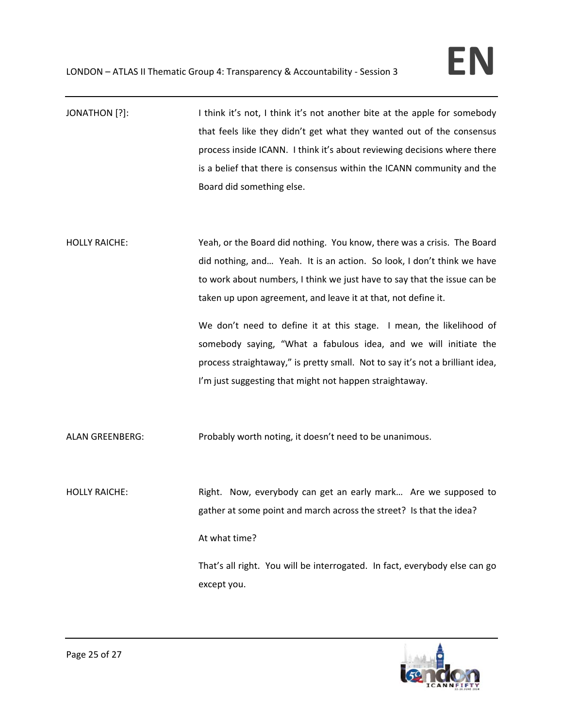JONATHON [?]: I think it's not, I think it's not another bite at the apple for somebody that feels like they didn't get what they wanted out of the consensus process inside ICANN. I think it's about reviewing decisions where there is a belief that there is consensus within the ICANN community and the Board did something else.

HOLLY RAICHE: Yeah, or the Board did nothing. You know, there was a crisis. The Board did nothing, and… Yeah. It is an action. So look, I don't think we have to work about numbers, I think we just have to say that the issue can be taken up upon agreement, and leave it at that, not define it.

We don't need to define it at this stage. I mean, the likelihood of somebody saying, "What a fabulous idea, and we will initiate the process straightaway," is pretty small. Not to say it's not a brilliant idea, I'm just suggesting that might not happen straightaway.

ALAN GREENBERG: Probably worth noting, it doesn't need to be unanimous.

HOLLY RAICHE: Right. Now, everybody can get an early mark… Are we supposed to gather at some point and march across the street? Is that the idea?

At what time?

That's all right. You will be interrogated. In fact, everybody else can go except you.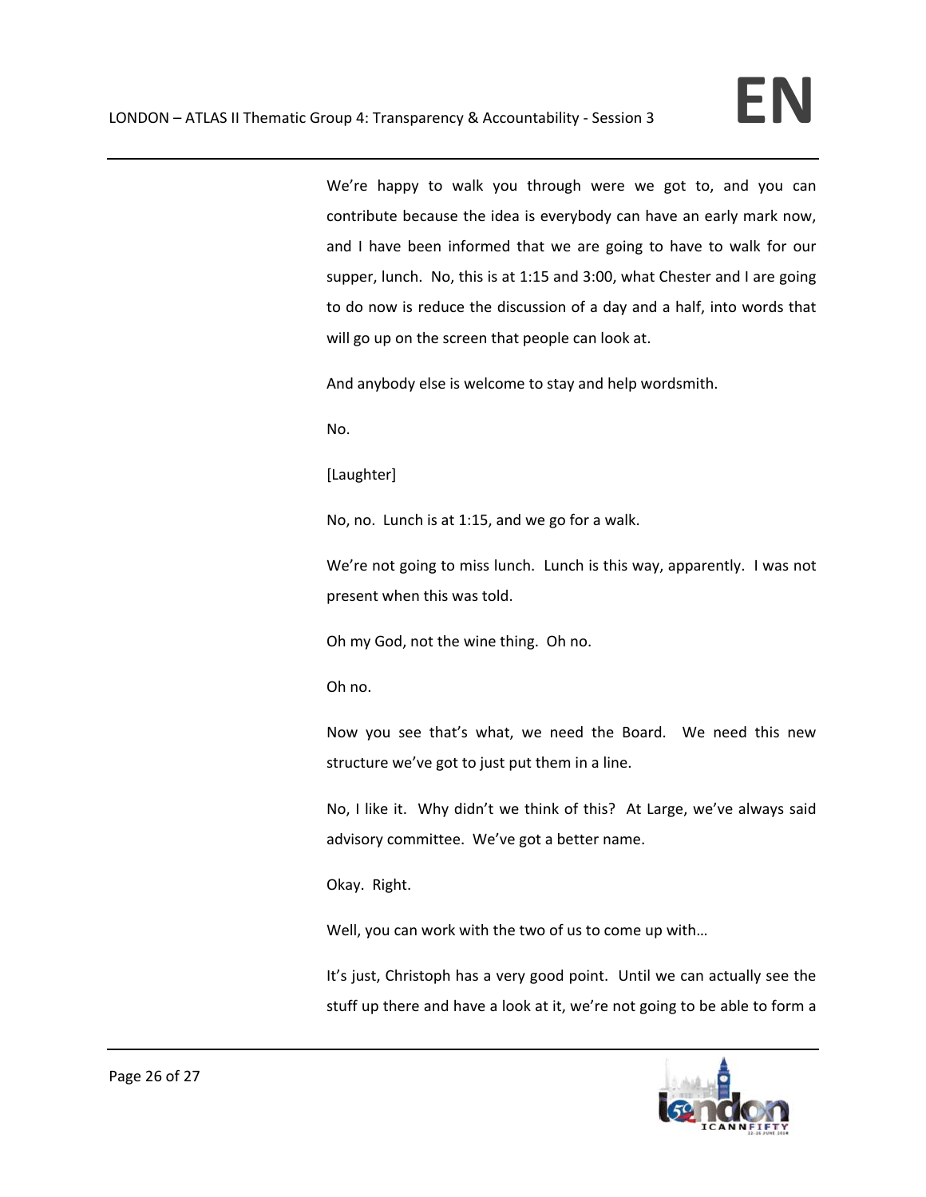We're happy to walk you through were we got to, and you can contribute because the idea is everybody can have an early mark now, and I have been informed that we are going to have to walk for our supper, lunch. No, this is at 1:15 and 3:00, what Chester and I are going to do now is reduce the discussion of a day and a half, into words that will go up on the screen that people can look at.

And anybody else is welcome to stay and help wordsmith.

No.

[Laughter]

No, no. Lunch is at 1:15, and we go for a walk.

We're not going to miss lunch. Lunch is this way, apparently. I was not present when this was told.

Oh my God, not the wine thing. Oh no.

Oh no.

Now you see that's what, we need the Board. We need this new structure we've got to just put them in a line.

No, I like it. Why didn't we think of this? At Large, we've always said advisory committee. We've got a better name.

Okay. Right.

Well, you can work with the two of us to come up with…

It's just, Christoph has a very good point. Until we can actually see the stuff up there and have a look at it, we're not going to be able to form a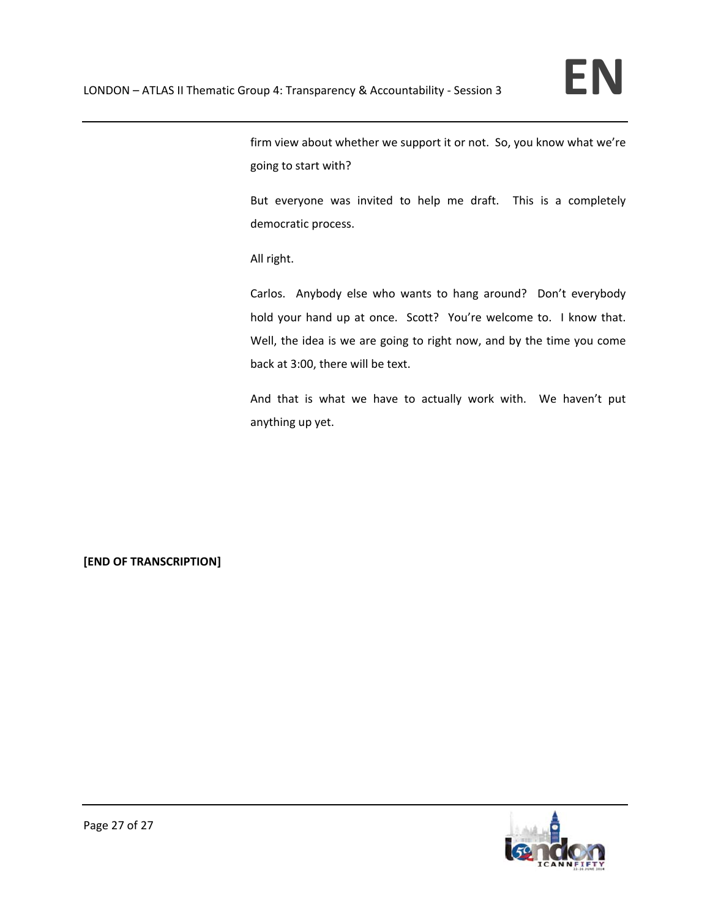firm view about whether we support it or not. So, you know what we're going to start with?

But everyone was invited to help me draft. This is a completely democratic process.

All right.

Carlos. Anybody else who wants to hang around? Don't everybody hold your hand up at once. Scott? You're welcome to. I know that. Well, the idea is we are going to right now, and by the time you come back at 3:00, there will be text.

And that is what we have to actually work with. We haven't put anything up yet.

**[END OF TRANSCRIPTION]**